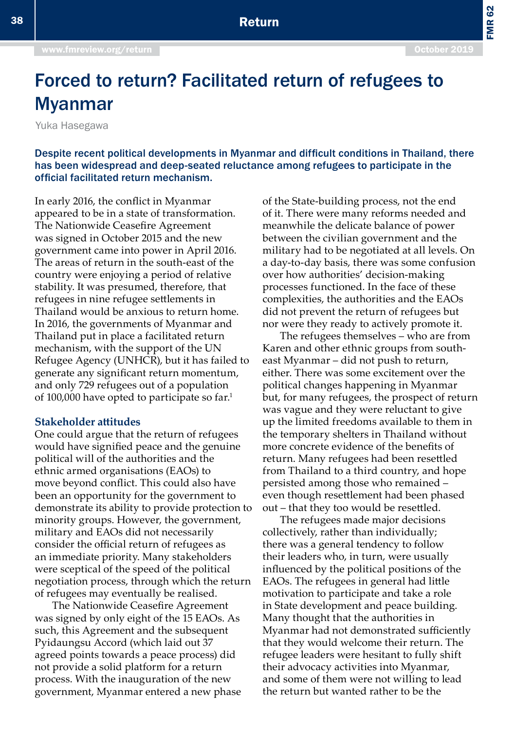# Forced to return? Facilitated return of refugees to Myanmar

Yuka Hasegawa

**Despite recent political developments in Myanmar and difficult conditions in Thailand, there has been widespread and deep-seated reluctance among refugees to participate in the official facilitated return mechanism.**

In early 2016, the conflict in Myanmar appeared to be in a state of transformation. The Nationwide Ceasefire Agreement was signed in October 2015 and the new government came into power in April 2016. The areas of return in the south-east of the country were enjoying a period of relative stability. It was presumed, therefore, that refugees in nine refugee settlements in Thailand would be anxious to return home. In 2016, the governments of Myanmar and Thailand put in place a facilitated return mechanism, with the support of the UN Refugee Agency (UNHCR), but it has failed to generate any significant return momentum, and only 729 refugees out of a population of 100,000 have opted to participate so far.[1]

## Stakeholder attitudes

One could argue that the return of refugees would have signified peace and the genuine political will of the authorities and the ethnic armed organisations (EAOs) to move beyond conflict. This could also have been an opportunity for the government to demonstrate its ability to provide protection to minority groups. However, the government, military and EAOs did not necessarily consider the official return of refugees as an immediate priority. Many stakeholders were sceptical of the speed of the political negotiation process, through which the return of refugees may eventually be realised.

The Nationwide Ceasefire Agreement was signed by only eight of the 15 EAOs. As such, this Agreement and the subsequent Pyidaungsu Accord (which laid out 37 agreed points towards a peace process) did not provide a solid platform for a return process. With the inauguration of the new government, Myanmar entered a new phase of the State-building process, not the end of it. There were many reforms needed and meanwhile the delicate balance of power between the civilian government and the military had to be negotiated at all levels. On a day-to-day basis, there was some confusion over how authorities' decision-making processes functioned. In the face of these complexities, the authorities and the EAOs did not prevent the return of refugees but nor were they ready to actively promote it.

The refugees themselves – who are from Karen and other ethnic groups from south-east Myanmar – did not push to return, either. There was some excitement over the political changes happening in Myanmar but, for many refugees, the prospect of return was vague and they were reluctant to give up the limited freedoms available to them in the temporary shelters in Thailand without more concrete evidence of the benefits of return. Many refugees had been resettled from Thailand to a third country, and hope persisted among those who remained – even though resettlement had been phased out – that they too would be resettled.

The refugees made major decisions collectively, rather than individually; there was a general tendency to follow their leaders who, in turn, were usually influenced by the political positions of the EAOs. The refugees in general had little motivation to participate and take a role in State development and peace building. Many thought that the authorities in Myanmar had not demonstrated sufficiently that they would welcome their return. The refugee leaders were hesitant to fully shift their advocacy activities into Myanmar, and some of them were not willing to lead the return but wanted rather to be the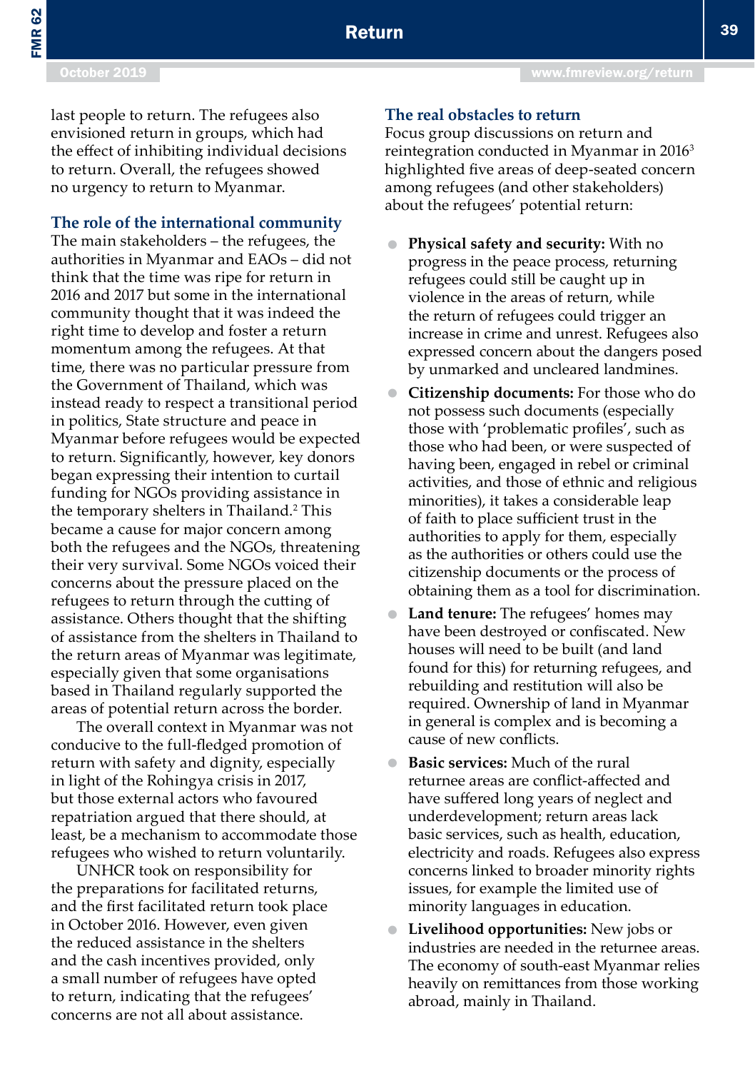last people to return. The refugees also envisioned return in groups, which had the effect of inhibiting individual decisions to return. Overall, the refugees showed no urgency to return to Myanmar.

## The role of the international community

The main stakeholders – the refugees, the authorities in Myanmar and EAOs – did not think that the time was ripe for return in 2016 and 2017 but some in the international community thought that it was indeed the right time to develop and foster a return momentum among the refugees. At that time, there was no particular pressure from the Government of Thailand, which was instead ready to respect a transitional period in politics, State structure and peace in Myanmar before refugees would be expected to return. Significantly, however, key donors began expressing their intention to curtail funding for NGOs providing assistance in the temporary shelters in Thailand.[2] This became a cause for major concern among both the refugees and the NGOs, threatening their very survival. Some NGOs voiced their concerns about the pressure placed on the refugees to return through the cutting of assistance. Others thought that the shifting of assistance from the shelters in Thailand to the return areas of Myanmar was legitimate, especially given that some organisations based in Thailand regularly supported the areas of potential return across the border.

The overall context in Myanmar was not conducive to the full-fledged promotion of return with safety and dignity, especially in light of the Rohingya crisis in 2017, but those external actors who favoured repatriation argued that there should, at least, be a mechanism to accommodate those refugees who wished to return voluntarily.

UNHCR took on responsibility for the preparations for facilitated returns, and the first facilitated return took place in October 2016. However, even given the reduced assistance in the shelters and the cash incentives provided, only a small number of refugees have opted to return, indicating that the refugees' concerns are not all about assistance.

## The real obstacles to return

Focus group discussions on return and reintegration conducted in Myanmar in 2016[3] highlighted five areas of deep-seated concern among refugees (and other stakeholders) about the refugees' potential return:

- **Physical safety and security:** With no progress in the peace process, returning refugees could still be caught up in violence in the areas of return, while the return of refugees could trigger an increase in crime and unrest. Refugees also expressed concern about the dangers posed by unmarked and uncleared landmines.
- **Citizenship documents:** For those who do not possess such documents (especially those with 'problematic profiles', such as those who had been, or were suspected of having been, engaged in rebel or criminal activities, and those of ethnic and religious minorities), it takes a considerable leap of faith to place sufficient trust in the authorities to apply for them, especially as the authorities or others could use the citizenship documents or the process of obtaining them as a tool for discrimination.
- **Land tenure:** The refugees' homes may have been destroyed or confiscated. New houses will need to be built (and land found for this) for returning refugees, and rebuilding and restitution will also be required. Ownership of land in Myanmar in general is complex and is becoming a cause of new conflicts.
- **Basic services:** Much of the rural returnee areas are conflict-affected and have suffered long years of neglect and underdevelopment; return areas lack basic services, such as health, education, electricity and roads. Refugees also express concerns linked to broader minority rights issues, for example the limited use of minority languages in education.
- **Livelihood opportunities:** New jobs or industries are needed in the returnee areas. The economy of south-east Myanmar relies heavily on remittances from those working abroad, mainly in Thailand.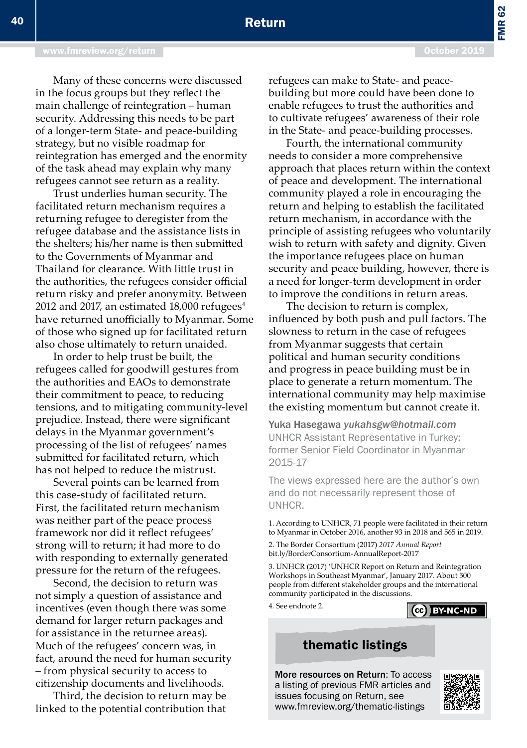Many of these concerns were discussed in the focus groups but they reflect the main challenge of reintegration – human security. Addressing this needs to be part of a longer-term State- and peace-building strategy, but no visible roadmap for reintegration has emerged and the enormity of the task ahead may explain why many refugees cannot see return as a reality.

Trust underlies human security. The facilitated return mechanism requires a returning refugee to deregister from the refugee database and the assistance lists in the shelters; his/her name is then submitted to the Governments of Myanmar and Thailand for clearance. With little trust in the authorities, the refugees consider official return risky and prefer anonymity. Between 2012 and 2017, an estimated 18,000 refugees[4] have returned unofficially to Myanmar. Some of those who signed up for facilitated return also chose ultimately to return unaided.

In order to help trust be built, the refugees called for goodwill gestures from the authorities and EAOs to demonstrate their commitment to peace, to reducing tensions, and to mitigating community-level prejudice. Instead, there were significant delays in the Myanmar government's processing of the list of refugees' names submitted for facilitated return, which has not helped to reduce the mistrust.

Several points can be learned from this case-study of facilitated return. First, the facilitated return mechanism was neither part of the peace process framework nor did it reflect refugees' strong will to return; it had more to do with responding to externally generated pressure for the return of the refugees.

Second, the decision to return was not simply a question of assistance and incentives (even though there was some demand for larger return packages and for assistance in the returnee areas). Much of the refugees' concern was, in fact, around the need for human security – from physical security to access to citizenship documents and livelihoods.

Third, the decision to return may be linked to the potential contribution that refugees can make to State- and peace-building but more could have been done to enable refugees to trust the authorities and to cultivate refugees' awareness of their role in the State- and peace-building processes.

Fourth, the international community needs to consider a more comprehensive approach that places return within the context of peace and development. The international community played a role in encouraging the return and helping to establish the facilitated return mechanism, in accordance with the principle of assisting refugees who voluntarily wish to return with safety and dignity. Given the importance refugees place on human security and peace building, however, there is a need for longer-term development in order to improve the conditions in return areas.

The decision to return is complex, influenced by both push and pull factors. The slowness to return in the case of refugees from Myanmar suggests that certain political and human security conditions and progress in peace building must be in place to generate a return momentum. The international community may help maximise the existing momentum but cannot create it.

Yuka Hasegawa *yukahsgw@hotmail.com*
UNHCR Assistant Representative in Turkey; former Senior Field Coordinator in Myanmar 2015-17

The views expressed here are the author's own and do not necessarily represent those of UNHCR.

1. According to UNHCR, 71 people were facilitated in their return to Myanmar in October 2016, another 93 in 2018 and 565 in 2019.

2. The Border Consortium (2017) *2017 Annual Report* bit.ly/BorderConsortium-AnnualReport-2017

3. UNHCR (2017) 'UNHCR Report on Return and Reintegration Workshops in Southeast Myanmar', January 2017. About 500 people from different stakeholder groups and the international community participated in the discussions.

4. See endnote 2.

CC BY-NC-ND

## thematic listings

**More resources on Return**: To access a listing of previous FMR articles and issues focusing on Return, see www.fmreview.org/thematic-listings